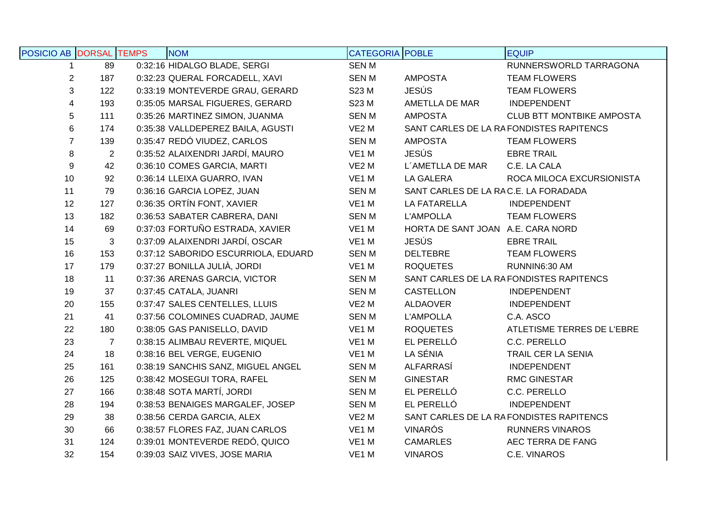| POSICIO AB | DORSAL | TEMPS | NOM | CATEGORIA | POBLE | EQUIP |
|---|---|---|---|---|---|---|
| 1 | 89 | 0:32:16 | HIDALGO BLADE, SERGI | SEN M | | RUNNERSWORLD TARRAGONA |
| 2 | 187 | 0:32:23 | QUERAL FORCADELL, XAVI | SEN M | AMPOSTA | TEAM FLOWERS |
| 3 | 122 | 0:33:19 | MONTEVERDE GRAU, GERARD | S23 M | JESÚS | TEAM FLOWERS |
| 4 | 193 | 0:35:05 | MARSAL FIGUERES, GERARD | S23 M | AMETLLA DE MAR | INDEPENDENT |
| 5 | 111 | 0:35:26 | MARTINEZ SIMON, JUANMA | SEN M | AMPOSTA | CLUB BTT MONTBIKE AMPOSTA |
| 6 | 174 | 0:35:38 | VALLDEPEREZ BAILA, AGUSTI | VE2 M | SANT CARLES DE LA RA | FONDISTES RAPITENCS |
| 7 | 139 | 0:35:47 | REDÓ VIUDEZ, CARLOS | SEN M | AMPOSTA | TEAM FLOWERS |
| 8 | 2 | 0:35:52 | ALAIXENDRI JARDÍ, MAURO | VE1 M | JESÚS | EBRE TRAIL |
| 9 | 42 | 0:36:10 | COMES GARCIA, MARTI | VE2 M | L´AMETLLA DE MAR | C.E. LA CALA |
| 10 | 92 | 0:36:14 | LLEIXA GUARRO, IVAN | VE1 M | LA GALERA | ROCA MILOCA EXCURSIONISTA |
| 11 | 79 | 0:36:16 | GARCIA LOPEZ, JUAN | SEN M | SANT CARLES DE LA RA | C.E. LA FORADADA |
| 12 | 127 | 0:36:35 | ORTÍN FONT, XAVIER | VE1 M | LA FATARELLA | INDEPENDENT |
| 13 | 182 | 0:36:53 | SABATER CABRERA, DANI | SEN M | L'AMPOLLA | TEAM FLOWERS |
| 14 | 69 | 0:37:03 | FORTUÑO ESTRADA, XAVIER | VE1 M | HORTA DE SANT JOAN | A.E. CARA NORD |
| 15 | 3 | 0:37:09 | ALAIXENDRI JARDÍ, OSCAR | VE1 M | JESÚS | EBRE TRAIL |
| 16 | 153 | 0:37:12 | SABORIDO ESCURRIOLA, EDUARD | SEN M | DELTEBRE | TEAM FLOWERS |
| 17 | 179 | 0:37:27 | BONILLA JULIÀ, JORDI | VE1 M | ROQUETES | RUNNIN6:30 AM |
| 18 | 11 | 0:37:36 | ARENAS GARCIA, VICTOR | SEN M | SANT CARLES DE LA RA | FONDISTES RAPITENCS |
| 19 | 37 | 0:37:45 | CATALA, JUANRI | SEN M | CASTELLON | INDEPENDENT |
| 20 | 155 | 0:37:47 | SALES CENTELLES, LLUIS | VE2 M | ALDAOVER | INDEPENDENT |
| 21 | 41 | 0:37:56 | COLOMINES CUADRAD, JAUME | SEN M | L'AMPOLLA | C.A. ASCO |
| 22 | 180 | 0:38:05 | GAS PANISELLO, DAVID | VE1 M | ROQUETES | ATLETISME TERRES DE L'EBRE |
| 23 | 7 | 0:38:15 | ALIMBAU REVERTE, MIQUEL | VE1 M | EL PERELLÓ | C.C. PERELLO |
| 24 | 18 | 0:38:16 | BEL VERGE, EUGENIO | VE1 M | LA SÉNIA | TRAIL CER LA SENIA |
| 25 | 161 | 0:38:19 | SANCHIS SANZ, MIGUEL ANGEL | SEN M | ALFARRASÍ | INDEPENDENT |
| 26 | 125 | 0:38:42 | MOSEGUI TORA, RAFEL | SEN M | GINESTAR | RMC GINESTAR |
| 27 | 166 | 0:38:48 | SOTA MARTÍ, JORDI | SEN M | EL PERELLÓ | C.C. PERELLO |
| 28 | 194 | 0:38:53 | BENAIGES MARGALEF, JOSEP | SEN M | EL PERELLÓ | INDEPENDENT |
| 29 | 38 | 0:38:56 | CERDA GARCIA, ALEX | VE2 M | SANT CARLES DE LA RA | FONDISTES RAPITENCS |
| 30 | 66 | 0:38:57 | FLORES FAZ, JUAN CARLOS | VE1 M | VINARÓS | RUNNERS VINAROS |
| 31 | 124 | 0:39:01 | MONTEVERDE REDÓ, QUICO | VE1 M | CAMARLES | AEC TERRA DE FANG |
| 32 | 154 | 0:39:03 | SAIZ VIVES, JOSE MARIA | VE1 M | VINAROS | C.E. VINAROS |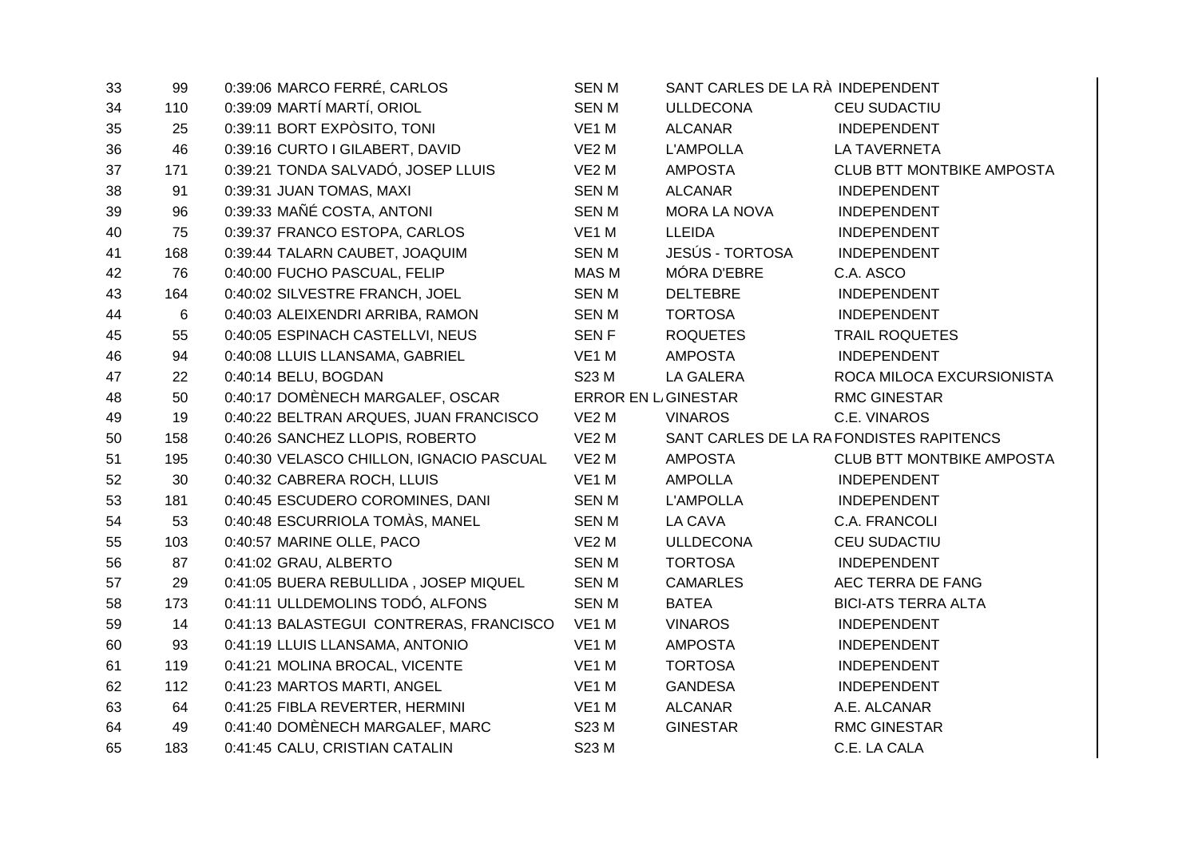| | | | | | | |
|---|---|---|---|---|---|---|
| 33 | 99 | 0:39:06 | MARCO FERRÉ, CARLOS | SEN M | SANT CARLES DE LA RÀ | INDEPENDENT |
| 34 | 110 | 0:39:09 | MARTÍ MARTÍ, ORIOL | SEN M | ULLDECONA | CEU SUDACTIU |
| 35 | 25 | 0:39:11 | BORT EXPÒSITO, TONI | VE1 M | ALCANAR | INDEPENDENT |
| 36 | 46 | 0:39:16 | CURTO I GILABERT, DAVID | VE2 M | L'AMPOLLA | LA TAVERNETA |
| 37 | 171 | 0:39:21 | TONDA SALVADÓ, JOSEP LLUIS | VE2 M | AMPOSTA | CLUB BTT MONTBIKE AMPOSTA |
| 38 | 91 | 0:39:31 | JUAN TOMAS, MAXI | SEN M | ALCANAR | INDEPENDENT |
| 39 | 96 | 0:39:33 | MAÑÉ COSTA, ANTONI | SEN M | MORA LA NOVA | INDEPENDENT |
| 40 | 75 | 0:39:37 | FRANCO ESTOPA, CARLOS | VE1 M | LLEIDA | INDEPENDENT |
| 41 | 168 | 0:39:44 | TALARN CAUBET, JOAQUIM | SEN M | JESÚS - TORTOSA | INDEPENDENT |
| 42 | 76 | 0:40:00 | FUCHO PASCUAL, FELIP | MAS M | MÓRA D'EBRE | C.A. ASCO |
| 43 | 164 | 0:40:02 | SILVESTRE FRANCH, JOEL | SEN M | DELTEBRE | INDEPENDENT |
| 44 | 6 | 0:40:03 | ALEIXENDRI ARRIBA, RAMON | SEN M | TORTOSA | INDEPENDENT |
| 45 | 55 | 0:40:05 | ESPINACH CASTELLVI, NEUS | SEN F | ROQUETES | TRAIL ROQUETES |
| 46 | 94 | 0:40:08 | LLUIS LLANSAMA, GABRIEL | VE1 M | AMPOSTA | INDEPENDENT |
| 47 | 22 | 0:40:14 | BELU, BOGDAN | S23 M | LA GALERA | ROCA MILOCA EXCURSIONISTA |
| 48 | 50 | 0:40:17 | DOMÈNECH MARGALEF, OSCAR | ERROR EN L | GINESTAR | RMC GINESTAR |
| 49 | 19 | 0:40:22 | BELTRAN ARQUES, JUAN FRANCISCO | VE2 M | VINAROS | C.E. VINAROS |
| 50 | 158 | 0:40:26 | SANCHEZ LLOPIS, ROBERTO | VE2 M | SANT CARLES DE LA RA | FONDISTES RAPITENCS |
| 51 | 195 | 0:40:30 | VELASCO CHILLON, IGNACIO PASCUAL | VE2 M | AMPOSTA | CLUB BTT MONTBIKE AMPOSTA |
| 52 | 30 | 0:40:32 | CABRERA ROCH, LLUIS | VE1 M | AMPOLLA | INDEPENDENT |
| 53 | 181 | 0:40:45 | ESCUDERO COROMINES, DANI | SEN M | L'AMPOLLA | INDEPENDENT |
| 54 | 53 | 0:40:48 | ESCURRIOLA TOMÀS, MANEL | SEN M | LA CAVA | C.A. FRANCOLI |
| 55 | 103 | 0:40:57 | MARINE OLLE, PACO | VE2 M | ULLDECONA | CEU SUDACTIU |
| 56 | 87 | 0:41:02 | GRAU, ALBERTO | SEN M | TORTOSA | INDEPENDENT |
| 57 | 29 | 0:41:05 | BUERA REBULLIDA , JOSEP MIQUEL | SEN M | CAMARLES | AEC TERRA DE FANG |
| 58 | 173 | 0:41:11 | ULLDEMOLINS TODÓ, ALFONS | SEN M | BATEA | BICI-ATS TERRA ALTA |
| 59 | 14 | 0:41:13 | BALASTEGUI CONTRERAS, FRANCISCO | VE1 M | VINAROS | INDEPENDENT |
| 60 | 93 | 0:41:19 | LLUIS LLANSAMA, ANTONIO | VE1 M | AMPOSTA | INDEPENDENT |
| 61 | 119 | 0:41:21 | MOLINA BROCAL, VICENTE | VE1 M | TORTOSA | INDEPENDENT |
| 62 | 112 | 0:41:23 | MARTOS MARTI, ANGEL | VE1 M | GANDESA | INDEPENDENT |
| 63 | 64 | 0:41:25 | FIBLA REVERTER, HERMINI | VE1 M | ALCANAR | A.E. ALCANAR |
| 64 | 49 | 0:41:40 | DOMÈNECH MARGALEF, MARC | S23 M | GINESTAR | RMC GINESTAR |
| 65 | 183 | 0:41:45 | CALU, CRISTIAN CATALIN | S23 M | | C.E. LA CALA |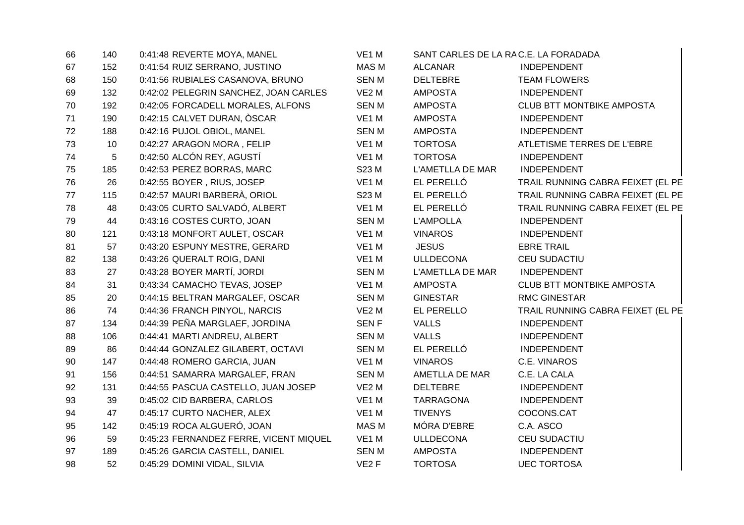| | | | | | | |
|---|---|---|---|---|---|---|
| 66 | 140 | 0:41:48 | REVERTE MOYA, MANEL | VE1 M | SANT CARLES DE LA RA | C.E. LA FORADADA |
| 67 | 152 | 0:41:54 | RUIZ SERRANO, JUSTINO | MAS M | ALCANAR | INDEPENDENT |
| 68 | 150 | 0:41:56 | RUBIALES CASANOVA, BRUNO | SEN M | DELTEBRE | TEAM FLOWERS |
| 69 | 132 | 0:42:02 | PELEGRIN SANCHEZ, JOAN CARLES | VE2 M | AMPOSTA | INDEPENDENT |
| 70 | 192 | 0:42:05 | FORCADELL MORALES, ALFONS | SEN M | AMPOSTA | CLUB BTT MONTBIKE AMPOSTA |
| 71 | 190 | 0:42:15 | CALVET DURAN, ÒSCAR | VE1 M | AMPOSTA | INDEPENDENT |
| 72 | 188 | 0:42:16 | PUJOL OBIOL, MANEL | SEN M | AMPOSTA | INDEPENDENT |
| 73 | 10 | 0:42:27 | ARAGON MORA , FELIP | VE1 M | TORTOSA | ATLETISME TERRES DE L'EBRE |
| 74 | 5 | 0:42:50 | ALCÓN REY, AGUSTÍ | VE1 M | TORTOSA | INDEPENDENT |
| 75 | 185 | 0:42:53 | PEREZ BORRAS, MARC | S23 M | L'AMETLLA DE MAR | INDEPENDENT |
| 76 | 26 | 0:42:55 | BOYER , RIUS, JOSEP | VE1 M | EL PERELLÓ | TRAIL RUNNING CABRA FEIXET (EL PE |
| 77 | 115 | 0:42:57 | MAURI BARBERÀ, ORIOL | S23 M | EL PERELLÓ | TRAIL RUNNING CABRA FEIXET (EL PE |
| 78 | 48 | 0:43:05 | CURTO SALVADÓ, ALBERT | VE1 M | EL PERELLÓ | TRAIL RUNNING CABRA FEIXET (EL PE |
| 79 | 44 | 0:43:16 | COSTES CURTO, JOAN | SEN M | L'AMPOLLA | INDEPENDENT |
| 80 | 121 | 0:43:18 | MONFORT AULET, OSCAR | VE1 M | VINAROS | INDEPENDENT |
| 81 | 57 | 0:43:20 | ESPUNY MESTRE, GERARD | VE1 M | JESUS | EBRE TRAIL |
| 82 | 138 | 0:43:26 | QUERALT ROIG, DANI | VE1 M | ULLDECONA | CEU SUDACTIU |
| 83 | 27 | 0:43:28 | BOYER MARTÍ, JORDI | SEN M | L'AMETLLA DE MAR | INDEPENDENT |
| 84 | 31 | 0:43:34 | CAMACHO TEVAS, JOSEP | VE1 M | AMPOSTA | CLUB BTT MONTBIKE AMPOSTA |
| 85 | 20 | 0:44:15 | BELTRAN MARGALEF, OSCAR | SEN M | GINESTAR | RMC GINESTAR |
| 86 | 74 | 0:44:36 | FRANCH PINYOL, NARCIS | VE2 M | EL PERELLO | TRAIL RUNNING CABRA FEIXET (EL PE |
| 87 | 134 | 0:44:39 | PEÑA MARGLAEF, JORDINA | SEN F | VALLS | INDEPENDENT |
| 88 | 106 | 0:44:41 | MARTI ANDREU, ALBERT | SEN M | VALLS | INDEPENDENT |
| 89 | 86 | 0:44:44 | GONZALEZ GILABERT, OCTAVI | SEN M | EL PERELLÓ | INDEPENDENT |
| 90 | 147 | 0:44:48 | ROMERO GARCIA, JUAN | VE1 M | VINAROS | C.E. VINAROS |
| 91 | 156 | 0:44:51 | SAMARRA MARGALEF, FRAN | SEN M | AMETLLA DE MAR | C.E. LA CALA |
| 92 | 131 | 0:44:55 | PASCUA CASTELLO, JUAN JOSEP | VE2 M | DELTEBRE | INDEPENDENT |
| 93 | 39 | 0:45:02 | CID BARBERA, CARLOS | VE1 M | TARRAGONA | INDEPENDENT |
| 94 | 47 | 0:45:17 | CURTO NACHER, ALEX | VE1 M | TIVENYS | COCONS.CAT |
| 95 | 142 | 0:45:19 | ROCA ALGUERÓ, JOAN | MAS M | MÓRA D'EBRE | C.A. ASCO |
| 96 | 59 | 0:45:23 | FERNANDEZ FERRE, VICENT MIQUEL | VE1 M | ULLDECONA | CEU SUDACTIU |
| 97 | 189 | 0:45:26 | GARCIA CASTELL, DANIEL | SEN M | AMPOSTA | INDEPENDENT |
| 98 | 52 | 0:45:29 | DOMINI VIDAL, SILVIA | VE2 F | TORTOSA | UEC TORTOSA |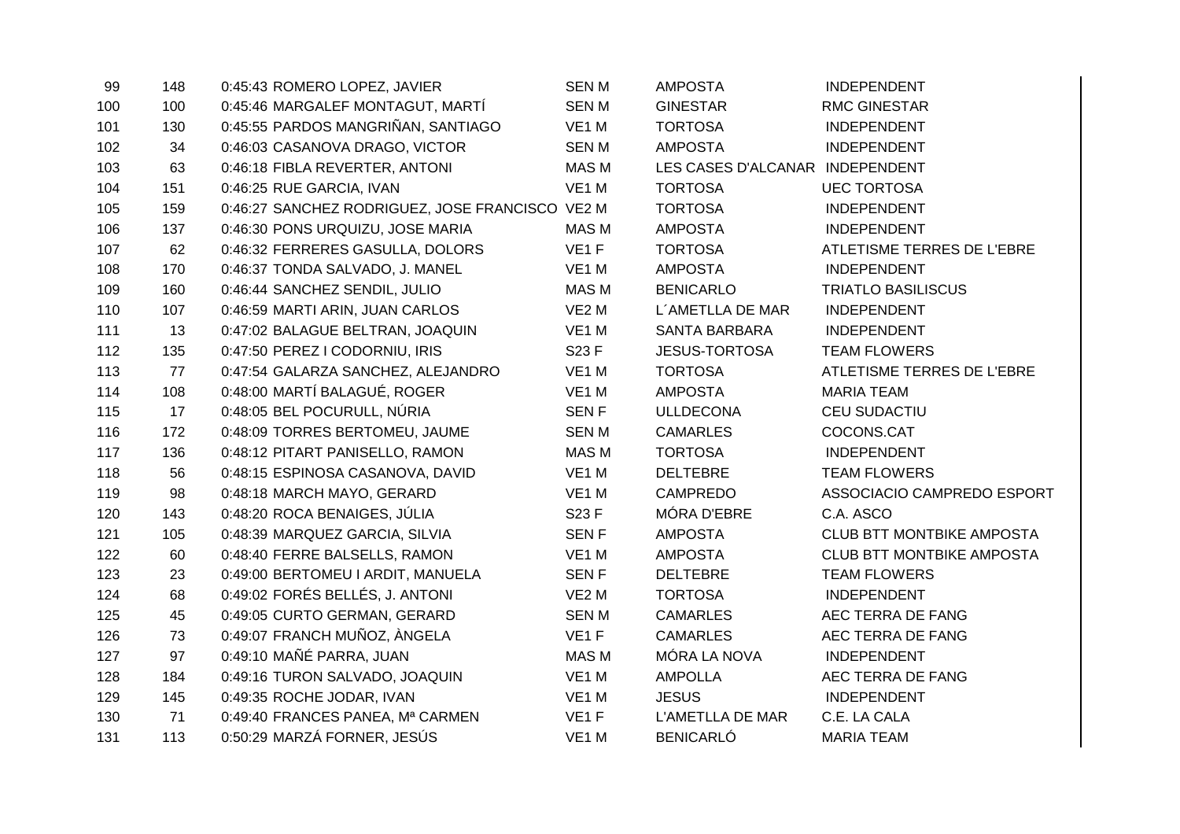| | | | | | | |
|---|---|---|---|---|---|---|
| 99 | 148 | 0:45:43 | ROMERO LOPEZ, JAVIER | SEN M | AMPOSTA | INDEPENDENT |
| 100 | 100 | 0:45:46 | MARGALEF MONTAGUT, MARTÍ | SEN M | GINESTAR | RMC GINESTAR |
| 101 | 130 | 0:45:55 | PARDOS MANGRIÑAN, SANTIAGO | VE1 M | TORTOSA | INDEPENDENT |
| 102 | 34 | 0:46:03 | CASANOVA DRAGO, VICTOR | SEN M | AMPOSTA | INDEPENDENT |
| 103 | 63 | 0:46:18 | FIBLA REVERTER, ANTONI | MAS M | LES CASES D'ALCANAR | INDEPENDENT |
| 104 | 151 | 0:46:25 | RUE GARCIA, IVAN | VE1 M | TORTOSA | UEC TORTOSA |
| 105 | 159 | 0:46:27 | SANCHEZ RODRIGUEZ, JOSE FRANCISCO | VE2 M | TORTOSA | INDEPENDENT |
| 106 | 137 | 0:46:30 | PONS URQUIZU, JOSE MARIA | MAS M | AMPOSTA | INDEPENDENT |
| 107 | 62 | 0:46:32 | FERRERES GASULLA, DOLORS | VE1 F | TORTOSA | ATLETISME TERRES DE L'EBRE |
| 108 | 170 | 0:46:37 | TONDA SALVADO, J. MANEL | VE1 M | AMPOSTA | INDEPENDENT |
| 109 | 160 | 0:46:44 | SANCHEZ SENDIL, JULIO | MAS M | BENICARLO | TRIATLO BASILISCUS |
| 110 | 107 | 0:46:59 | MARTI ARIN, JUAN CARLOS | VE2 M | L´AMETLLA DE MAR | INDEPENDENT |
| 111 | 13 | 0:47:02 | BALAGUE BELTRAN, JOAQUIN | VE1 M | SANTA BARBARA | INDEPENDENT |
| 112 | 135 | 0:47:50 | PEREZ I CODORNIU, IRIS | S23 F | JESUS-TORTOSA | TEAM FLOWERS |
| 113 | 77 | 0:47:54 | GALARZA SANCHEZ, ALEJANDRO | VE1 M | TORTOSA | ATLETISME TERRES DE L'EBRE |
| 114 | 108 | 0:48:00 | MARTÍ BALAGUÉ, ROGER | VE1 M | AMPOSTA | MARIA TEAM |
| 115 | 17 | 0:48:05 | BEL POCURULL, NÚRIA | SEN F | ULLDECONA | CEU SUDACTIU |
| 116 | 172 | 0:48:09 | TORRES BERTOMEU, JAUME | SEN M | CAMARLES | COCONS.CAT |
| 117 | 136 | 0:48:12 | PITART PANISELLO, RAMON | MAS M | TORTOSA | INDEPENDENT |
| 118 | 56 | 0:48:15 | ESPINOSA CASANOVA, DAVID | VE1 M | DELTEBRE | TEAM FLOWERS |
| 119 | 98 | 0:48:18 | MARCH MAYO, GERARD | VE1 M | CAMPREDO | ASSOCIACIO CAMPREDO ESPORT |
| 120 | 143 | 0:48:20 | ROCA BENAIGES, JÚLIA | S23 F | MÓRA D'EBRE | C.A. ASCO |
| 121 | 105 | 0:48:39 | MARQUEZ GARCIA, SILVIA | SEN F | AMPOSTA | CLUB BTT MONTBIKE AMPOSTA |
| 122 | 60 | 0:48:40 | FERRE BALSELLS, RAMON | VE1 M | AMPOSTA | CLUB BTT MONTBIKE AMPOSTA |
| 123 | 23 | 0:49:00 | BERTOMEU I ARDIT, MANUELA | SEN F | DELTEBRE | TEAM FLOWERS |
| 124 | 68 | 0:49:02 | FORÉS BELLÉS, J. ANTONI | VE2 M | TORTOSA | INDEPENDENT |
| 125 | 45 | 0:49:05 | CURTO GERMAN, GERARD | SEN M | CAMARLES | AEC TERRA DE FANG |
| 126 | 73 | 0:49:07 | FRANCH MUÑOZ, ÀNGELA | VE1 F | CAMARLES | AEC TERRA DE FANG |
| 127 | 97 | 0:49:10 | MAÑÉ PARRA, JUAN | MAS M | MÓRA LA NOVA | INDEPENDENT |
| 128 | 184 | 0:49:16 | TURON SALVADO, JOAQUIN | VE1 M | AMPOLLA | AEC TERRA DE FANG |
| 129 | 145 | 0:49:35 | ROCHE JODAR, IVAN | VE1 M | JESUS | INDEPENDENT |
| 130 | 71 | 0:49:40 | FRANCES PANEA, Mª CARMEN | VE1 F | L'AMETLLA DE MAR | C.E. LA CALA |
| 131 | 113 | 0:50:29 | MARZÁ FORNER, JESÚS | VE1 M | BENICARLÓ | MARIA TEAM |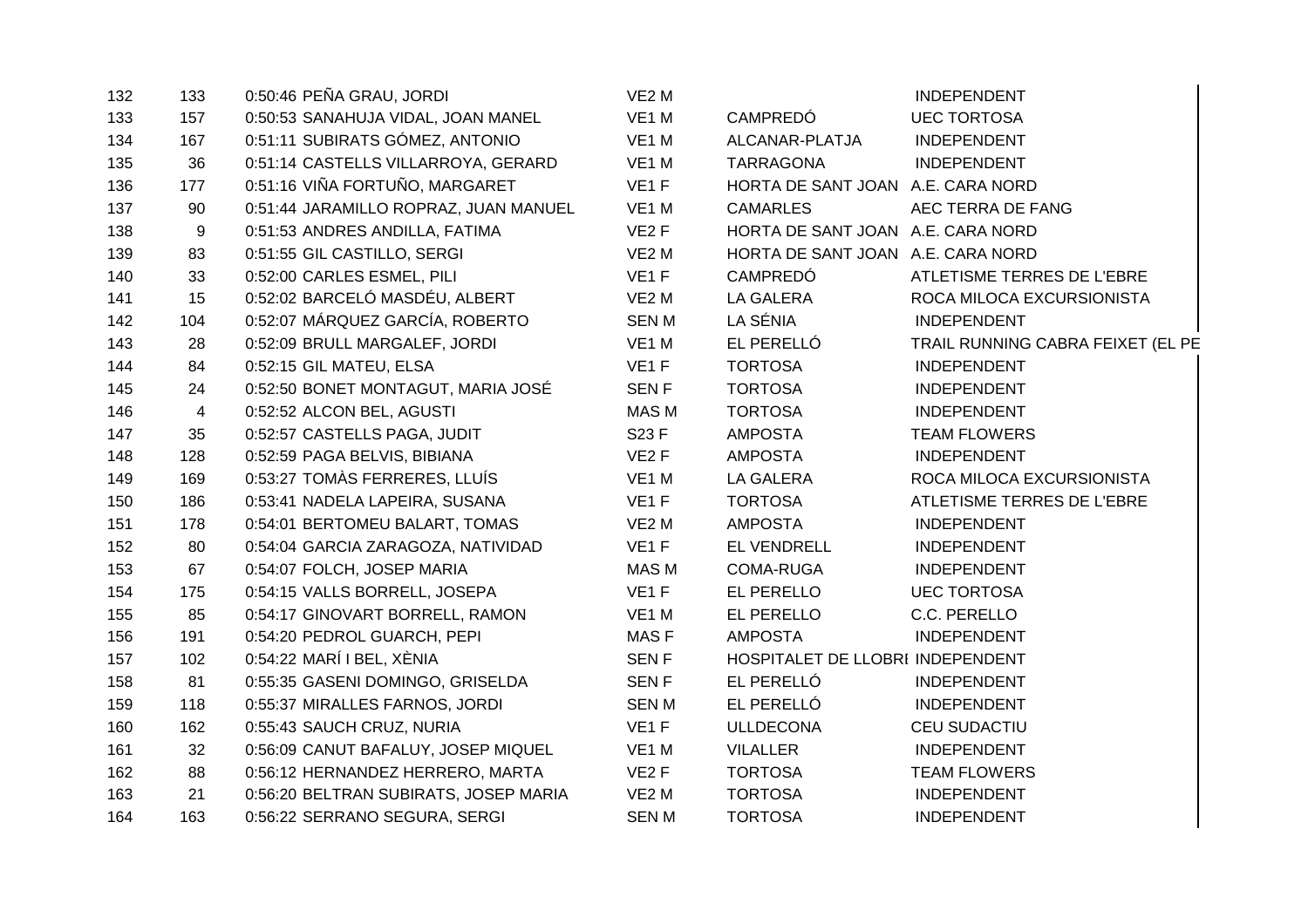| | | | | | | |
|---|---|---|---|---|---|---|
| 132 | 133 | 0:50:46 | PEÑA GRAU, JORDI | VE2 M | | INDEPENDENT |
| 133 | 157 | 0:50:53 | SANAHUJA VIDAL, JOAN MANEL | VE1 M | CAMPREDÓ | UEC TORTOSA |
| 134 | 167 | 0:51:11 | SUBIRATS GÓMEZ, ANTONIO | VE1 M | ALCANAR-PLATJA | INDEPENDENT |
| 135 | 36 | 0:51:14 | CASTELLS VILLARROYA, GERARD | VE1 M | TARRAGONA | INDEPENDENT |
| 136 | 177 | 0:51:16 | VIÑA FORTUÑO, MARGARET | VE1 F | HORTA DE SANT JOAN | A.E. CARA NORD |
| 137 | 90 | 0:51:44 | JARAMILLO ROPRAZ, JUAN MANUEL | VE1 M | CAMARLES | AEC TERRA DE FANG |
| 138 | 9 | 0:51:53 | ANDRES ANDILLA, FATIMA | VE2 F | HORTA DE SANT JOAN | A.E. CARA NORD |
| 139 | 83 | 0:51:55 | GIL CASTILLO, SERGI | VE2 M | HORTA DE SANT JOAN | A.E. CARA NORD |
| 140 | 33 | 0:52:00 | CARLES ESMEL, PILI | VE1 F | CAMPREDÓ | ATLETISME TERRES DE L'EBRE |
| 141 | 15 | 0:52:02 | BARCELÓ MASDÉU, ALBERT | VE2 M | LA GALERA | ROCA MILOCA EXCURSIONISTA |
| 142 | 104 | 0:52:07 | MÁRQUEZ GARCÍA, ROBERTO | SEN M | LA SÉNIA | INDEPENDENT |
| 143 | 28 | 0:52:09 | BRULL MARGALEF, JORDI | VE1 M | EL PERELLÓ | TRAIL RUNNING CABRA FEIXET (EL PE |
| 144 | 84 | 0:52:15 | GIL MATEU, ELSA | VE1 F | TORTOSA | INDEPENDENT |
| 145 | 24 | 0:52:50 | BONET MONTAGUT, MARIA JOSÉ | SEN F | TORTOSA | INDEPENDENT |
| 146 | 4 | 0:52:52 | ALCON BEL, AGUSTI | MAS M | TORTOSA | INDEPENDENT |
| 147 | 35 | 0:52:57 | CASTELLS PAGA, JUDIT | S23 F | AMPOSTA | TEAM FLOWERS |
| 148 | 128 | 0:52:59 | PAGA BELVIS, BIBIANA | VE2 F | AMPOSTA | INDEPENDENT |
| 149 | 169 | 0:53:27 | TOMÀS FERRERES, LLUÍS | VE1 M | LA GALERA | ROCA MILOCA EXCURSIONISTA |
| 150 | 186 | 0:53:41 | NADELA LAPEIRA, SUSANA | VE1 F | TORTOSA | ATLETISME TERRES DE L'EBRE |
| 151 | 178 | 0:54:01 | BERTOMEU BALART, TOMAS | VE2 M | AMPOSTA | INDEPENDENT |
| 152 | 80 | 0:54:04 | GARCIA ZARAGOZA, NATIVIDAD | VE1 F | EL VENDRELL | INDEPENDENT |
| 153 | 67 | 0:54:07 | FOLCH, JOSEP MARIA | MAS M | COMA-RUGA | INDEPENDENT |
| 154 | 175 | 0:54:15 | VALLS BORRELL, JOSEPA | VE1 F | EL PERELLO | UEC TORTOSA |
| 155 | 85 | 0:54:17 | GINOVART BORRELL, RAMON | VE1 M | EL PERELLO | C.C. PERELLO |
| 156 | 191 | 0:54:20 | PEDROL GUARCH, PEPI | MAS F | AMPOSTA | INDEPENDENT |
| 157 | 102 | 0:54:22 | MARÍ I BEL, XÈNIA | SEN F | HOSPITALET DE LLOBRE | INDEPENDENT |
| 158 | 81 | 0:55:35 | GASENI DOMINGO, GRISELDA | SEN F | EL PERELLÓ | INDEPENDENT |
| 159 | 118 | 0:55:37 | MIRALLES FARNOS, JORDI | SEN M | EL PERELLÓ | INDEPENDENT |
| 160 | 162 | 0:55:43 | SAUCH CRUZ, NURIA | VE1 F | ULLDECONA | CEU SUDACTIU |
| 161 | 32 | 0:56:09 | CANUT BAFALUY, JOSEP MIQUEL | VE1 M | VILALLER | INDEPENDENT |
| 162 | 88 | 0:56:12 | HERNANDEZ HERRERO, MARTA | VE2 F | TORTOSA | TEAM FLOWERS |
| 163 | 21 | 0:56:20 | BELTRAN SUBIRATS, JOSEP MARIA | VE2 M | TORTOSA | INDEPENDENT |
| 164 | 163 | 0:56:22 | SERRANO SEGURA, SERGI | SEN M | TORTOSA | INDEPENDENT |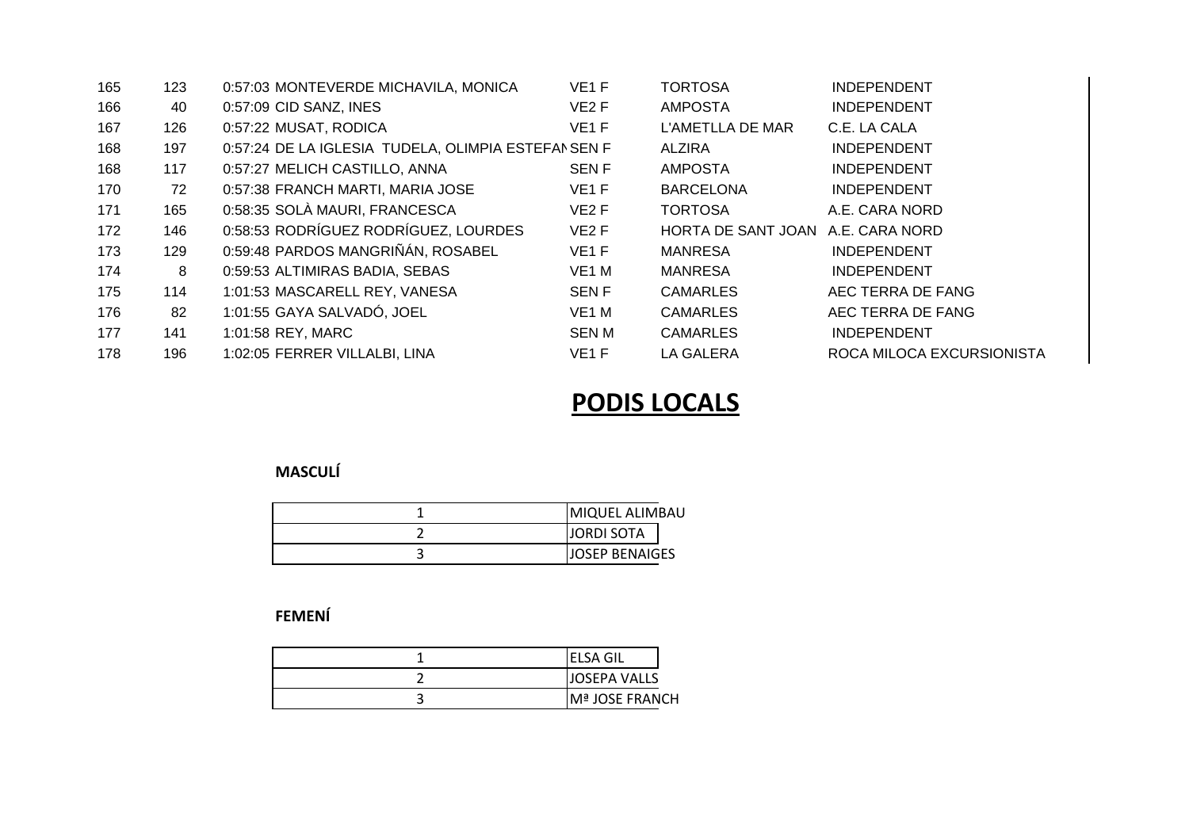| | | | | | | |
|---|---|---|---|---|---|---|
| 165 | 123 | 0:57:03 | MONTEVERDE MICHAVILA, MONICA | VE1 F | TORTOSA | INDEPENDENT |
| 166 | 40 | 0:57:09 | CID SANZ, INES | VE2 F | AMPOSTA | INDEPENDENT |
| 167 | 126 | 0:57:22 | MUSAT, RODICA | VE1 F | L'AMETLLA DE MAR | C.E. LA CALA |
| 168 | 197 | 0:57:24 | DE LA IGLESIA TUDELA, OLIMPIA ESTEFAN | SEN F | ALZIRA | INDEPENDENT |
| 168 | 117 | 0:57:27 | MELICH CASTILLO, ANNA | SEN F | AMPOSTA | INDEPENDENT |
| 170 | 72 | 0:57:38 | FRANCH MARTI, MARIA JOSE | VE1 F | BARCELONA | INDEPENDENT |
| 171 | 165 | 0:58:35 | SOLÀ MAURI, FRANCESCA | VE2 F | TORTOSA | A.E. CARA NORD |
| 172 | 146 | 0:58:53 | RODRÍGUEZ RODRÍGUEZ, LOURDES | VE2 F | HORTA DE SANT JOAN | A.E. CARA NORD |
| 173 | 129 | 0:59:48 | PARDOS MANGRIÑÁN, ROSABEL | VE1 F | MANRESA | INDEPENDENT |
| 174 | 8 | 0:59:53 | ALTIMIRAS BADIA, SEBAS | VE1 M | MANRESA | INDEPENDENT |
| 175 | 114 | 1:01:53 | MASCARELL REY, VANESA | SEN F | CAMARLES | AEC TERRA DE FANG |
| 176 | 82 | 1:01:55 | GAYA SALVADÓ, JOEL | VE1 M | CAMARLES | AEC TERRA DE FANG |
| 177 | 141 | 1:01:58 | REY, MARC | SEN M | CAMARLES | INDEPENDENT |
| 178 | 196 | 1:02:05 | FERRER VILLALBI, LINA | VE1 F | LA GALERA | ROCA MILOCA EXCURSIONISTA |

# PODIS LOCALS

**MASCULÍ**

| | |
|---|---|
| 1 | MIQUEL ALIMBAU |
| 2 | JORDI SOTA |
| 3 | JOSEP BENAIGES |

**FEMENÍ**

| | |
|---|---|
| 1 | ELSA GIL |
| 2 | JOSEPA VALLS |
| 3 | Mª JOSE FRANCH |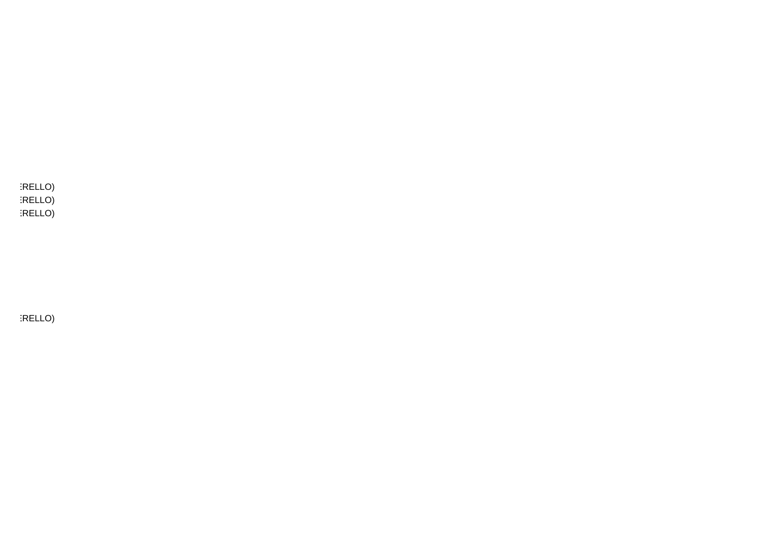:RELLO)
:RELLO)
:RELLO)

:RELLO)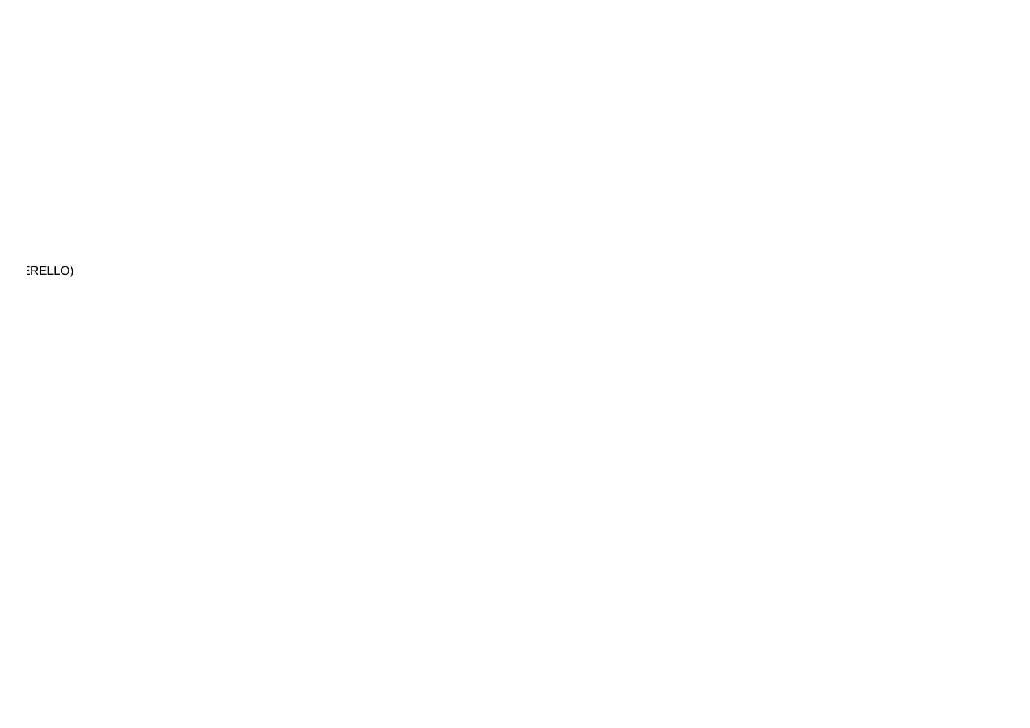:RELLO)